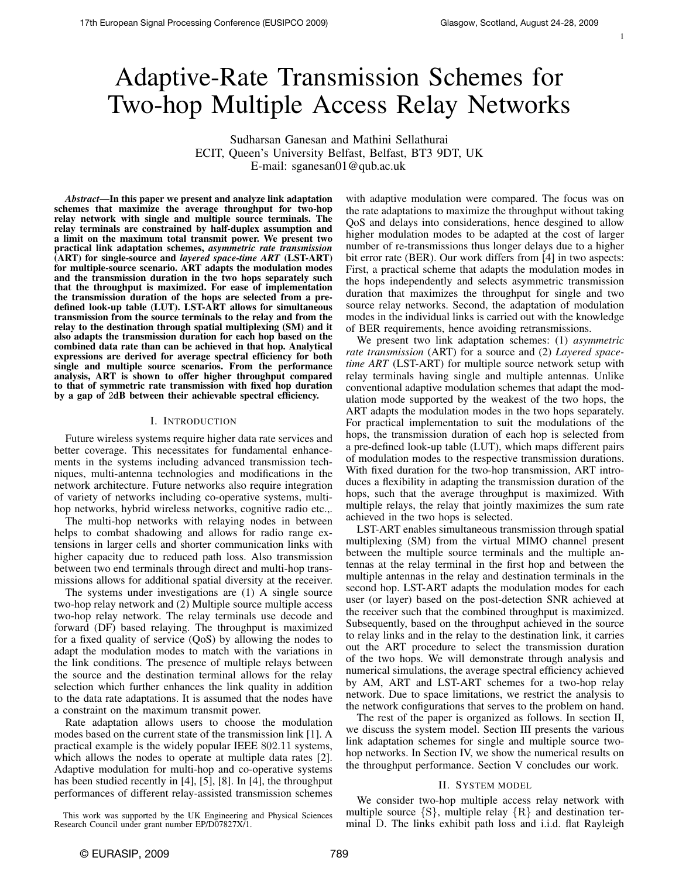# Adaptive-Rate Transmission Schemes for Two-hop Multiple Access Relay Networks

Sudharsan Ganesan and Mathini Sellathurai
ECIT, Queen's University Belfast, Belfast, BT3 9DT, UK
E-mail: sganesan01@qub.ac.uk

***Abstract*—In this paper we present and analyze link adaptation schemes that maximize the average throughput for two-hop relay network with single and multiple source terminals. The relay terminals are constrained by half-duplex assumption and a limit on the maximum total transmit power. We present two practical link adaptation schemes, *asymmetric rate transmission* (ART) for single-source and *layered space-time ART* (LST-ART) for multiple-source scenario. ART adapts the modulation modes and the transmission duration in the two hops separately such that the throughput is maximized. For ease of implementation the transmission duration of the hops are selected from a pre-defined look-up table (LUT). LST-ART allows for simultaneous transmission from the source terminals to the relay and from the relay to the destination through spatial multiplexing (SM) and it also adapts the transmission duration for each hop based on the combined data rate than can be achieved in that hop. Analytical expressions are derived for average spectral efficiency for both single and multiple source scenarios. From the performance analysis, ART is shown to offer higher throughput compared to that of symmetric rate transmission with fixed hop duration by a gap of 2dB between their achievable spectral efficiency.**

## I. Introduction

Future wireless systems require higher data rate services and better coverage. This necessitates for fundamental enhancements in the systems including advanced transmission techniques, multi-antenna technologies and modifications in the network architecture. Future networks also require integration of variety of networks including co-operative systems, multi-hop networks, hybrid wireless networks, cognitive radio etc.,.

The multi-hop networks with relaying nodes in between helps to combat shadowing and allows for radio range extensions in larger cells and shorter communication links with higher capacity due to reduced path loss. Also transmission between two end terminals through direct and multi-hop transmissions allows for additional spatial diversity at the receiver.

The systems under investigations are (1) A single source two-hop relay network and (2) Multiple source multiple access two-hop relay network. The relay terminals use decode and forward (DF) based relaying. The throughput is maximized for a fixed quality of service (QoS) by allowing the nodes to adapt the modulation modes to match with the variations in the link conditions. The presence of multiple relays between the source and the destination terminal allows for the relay selection which further enhances the link quality in addition to the data rate adaptations. It is assumed that the nodes have a constraint on the maximum transmit power.

Rate adaptation allows users to choose the modulation modes based on the current state of the transmission link [1]. A practical example is the widely popular IEEE 802.11 systems, which allows the nodes to operate at multiple data rates [2]. Adaptive modulation for multi-hop and co-operative systems has been studied recently in [4], [5], [8]. In [4], the throughput performances of different relay-assisted transmission schemes with adaptive modulation were compared. The focus was on the rate adaptations to maximize the throughput without taking QoS and delays into considerations, hence desgined to allow higher modulation modes to be adapted at the cost of larger number of re-transmissions thus longer delays due to a higher bit error rate (BER). Our work differs from [4] in two aspects: First, a practical scheme that adapts the modulation modes in the hops independently and selects asymmetric transmission duration that maximizes the throughput for single and two source relay networks. Second, the adaptation of modulation modes in the individual links is carried out with the knowledge of BER requirements, hence avoiding retransmissions.

We present two link adaptation schemes: (1) *asymmetric rate transmission* (ART) for a source and (2) *Layered space-time ART* (LST-ART) for multiple source network setup with relay terminals having single and multiple antennas. Unlike conventional adaptive modulation schemes that adapt the modulation mode supported by the weakest of the two hops, the ART adapts the modulation modes in the two hops separately. For practical implementation to suit the modulations of the hops, the transmission duration of each hop is selected from a pre-defined look-up table (LUT), which maps different pairs of modulation modes to the respective transmission durations. With fixed duration for the two-hop transmission, ART introduces a flexibility in adapting the transmission duration of the hops, such that the average throughput is maximized. With multiple relays, the relay that jointly maximizes the sum rate achieved in the two hops is selected.

LST-ART enables simultaneous transmission through spatial multiplexing (SM) from the virtual MIMO channel present between the multiple source terminals and the multiple antennas at the relay terminal in the first hop and between the multiple antennas in the relay and destination terminals in the second hop. LST-ART adapts the modulation modes for each user (or layer) based on the post-detection SNR achieved at the receiver such that the combined throughput is maximized. Subsequently, based on the throughput achieved in the source to relay links and in the relay to the destination link, it carries out the ART procedure to select the transmission duration of the two hops. We will demonstrate through analysis and numerical simulations, the average spectral efficiency achieved by AM, ART and LST-ART schemes for a two-hop relay network. Due to space limitations, we restrict the analysis to the network configurations that serves to the problem on hand.

The rest of the paper is organized as follows. In section II, we discuss the system model. Section III presents the various link adaptation schemes for single and multiple source two-hop networks. In Section IV, we show the numerical results on the throughput performance. Section V concludes our work.

## II. System model

We consider two-hop multiple access relay network with multiple source $\{S\}$, multiple relay $\{R\}$ and destination terminal D. The links exhibit path loss and i.i.d. flat Rayleigh

This work was supported by the UK Engineering and Physical Sciences Research Council under grant number EP/D07827X/1.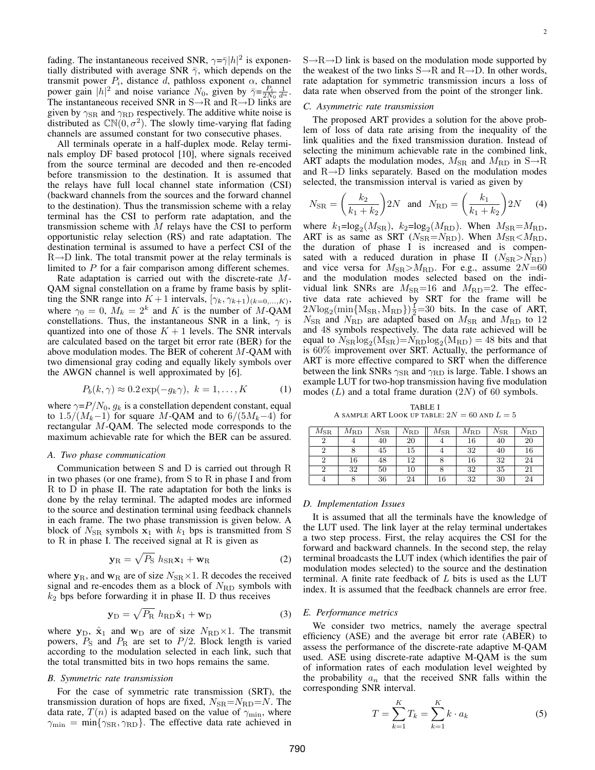fading. The instantaneous received SNR, $\gamma$=$\bar{\gamma}|h|^2$ is exponentially distributed with average SNR $\bar{\gamma}$, which depends on the transmit power $P_i$, distance $d$, pathloss exponent $\alpha$, channel power gain $|h|^2$ and noise variance $N_0$, given by $\bar{\gamma}$=$\frac{P_i}{2N_0}\frac{1}{d^{\alpha}}$. The instantaneous received SNR in S→R and R→D links are given by $\gamma_{\rm SR}$ and $\gamma_{\rm RD}$ respectively. The additive white noise is distributed as $\mathbb{CN}(0, \sigma^2)$. The slowly time-varying flat fading channels are assumed constant for two consecutive phases.

All terminals operate in a half-duplex mode. Relay terminals employ DF based protocol [10], where signals received from the source terminal are decoded and then re-encoded before transmission to the destination. It is assumed that the relays have full local channel state information (CSI) (backward channels from the sources and the forward channel to the destination). Thus the transmission scheme with a relay terminal has the CSI to perform rate adaptation, and the transmission scheme with $M$ relays have the CSI to perform opportunistic relay selection (RS) and rate adaptation. The destination terminal is assumed to have a perfect CSI of the R→D link. The total transmit power at the relay terminals is limited to $P$ for a fair comparison among different schemes.

Rate adaptation is carried out with the discrete-rate $M$-QAM signal constellation on a frame by frame basis by splitting the SNR range into $K+1$ intervals, $[\gamma_k, \gamma_{k+1})_{(k=0,...,K)}$, where $\gamma_0 = 0$, $M_k = 2^k$ and $K$ is the number of $M$-QAM constellations. Thus, the instantaneous SNR in a link, $\gamma$ is quantized into one of those $K+1$ levels. The SNR intervals are calculated based on the target bit error rate (BER) for the above modulation modes. The BER of coherent $M$-QAM with two dimensional gray coding and equally likely symbols over the AWGN channel is well approximated by [6].

$$P_b(k, \gamma) \approx 0.2 \exp(-g_k \gamma), \;\; k = 1, \ldots, K \tag{1}$$

where $\gamma$=$P/N_0$, $g_k$ is a constellation dependent constant, equal to $1.5/(M_k-1)$ for square $M$-QAM and to $6/(5M_k-4)$ for rectangular $M$-QAM. The selected mode corresponds to the maximum achievable rate for which the BER can be assured.

### A. Two phase communication

Communication between S and D is carried out through R in two phases (or one frame), from S to R in phase I and from R to D in phase II. The rate adaptation for both the links is done by the relay terminal. The adapted modes are informed to the source and destination terminal using feedback channels in each frame. The two phase transmission is given below. A block of $N_{\rm SR}$ symbols $\mathbf{x}_1$ with $k_1$ bps is transmitted from S to R in phase I. The received signal at R is given as

$$\mathbf{y}_{\rm R} = \sqrt{P_{\rm S}}\; h_{\rm SR}\mathbf{x}_1 + \mathbf{w}_{\rm R} \tag{2}$$

where $\mathbf{y}_{\rm R}$, and $\mathbf{w}_{\rm R}$ are of size $N_{\rm SR}\times 1$. R decodes the received signal and re-encodes them as a block of $N_{\rm RD}$ symbols with $k_2$ bps before forwarding it in phase II. D thus receives

$$\mathbf{y}_{\rm D} = \sqrt{P_{\rm R}}\; h_{\rm RD}\hat{\mathbf{x}}_1 + \mathbf{w}_{\rm D} \tag{3}$$

where $\mathbf{y}_{\rm D}$, $\hat{\mathbf{x}}_1$ and $\mathbf{w}_{\rm D}$ are of size $N_{\rm RD}\times 1$. The transmit powers, $P_{\rm S}$ and $P_{\rm R}$ are set to $P/2$. Block length is varied according to the modulation selected in each link, such that the total transmitted bits in two hops remains the same.

### B. Symmetric rate transmission

For the case of symmetric rate transmission (SRT), the transmission duration of hops are fixed, $N_{\rm SR}$=$N_{\rm RD}$=$N$. The data rate, $T(n)$ is adapted based on the value of $\gamma_{\min}$, where $\gamma_{\min} = \min\{\gamma_{\rm SR}, \gamma_{\rm RD}\}$. The effective data rate achieved in S→R→D link is based on the modulation mode supported by the weakest of the two links S→R and R→D. In other words, rate adaptation for symmetric transmission incurs a loss of data rate when observed from the point of the stronger link.

### C. Asymmetric rate transmission

The proposed ART provides a solution for the above problem of loss of data rate arising from the inequality of the link qualities and the fixed transmission duration. Instead of selecting the minimum achievable rate in the combined link, ART adapts the modulation modes, $M_{\rm SR}$ and $M_{\rm RD}$ in S→R and R→D links separately. Based on the modulation modes selected, the transmission interval is varied as given by

$$N_{\rm SR} = \left(\frac{k_2}{k_1+k_2}\right)2N \;\; \text{and} \;\; N_{\rm RD} = \left(\frac{k_1}{k_1+k_2}\right)2N \tag{4}$$

where $k_1$=$\log_2(M_{\rm SR})$, $k_2$=$\log_2(M_{\rm RD})$. When $M_{\rm SR}$=$M_{\rm RD}$, ART is as same as SRT ($N_{\rm SR}$=$N_{\rm RD}$). When $M_{\rm SR}$<$M_{\rm RD}$, the duration of phase I is increased and is compensated with a reduced duration in phase II ($N_{\rm SR}$>$N_{\rm RD}$) and vice versa for $M_{\rm SR}$>$M_{\rm RD}$. For e.g., assume $2N$=60 and the modulation modes selected based on the individual link SNRs are $M_{\rm SR}$=16 and $M_{\rm RD}$=2. The effective data rate achieved by SRT for the frame will be $2N\log_2(\min\{\rm M_{SR}, M_{RD}\})\frac{1}{2}$=30 bits. In the case of ART, $N_{\rm SR}$ and $N_{\rm RD}$ are adapted based on $M_{\rm SR}$ and $M_{\rm RD}$ to 12 and 48 symbols respectively. The data rate achieved will be equal to $N_{\rm SR}\log_2(\rm M_{SR})$=$N_{\rm RD}\log_2(\rm M_{RD}) = 48$ bits and that is 60% improvement over SRT. Actually, the performance of ART is more effective compared to SRT when the difference between the link SNRs $\gamma_{\rm SR}$ and $\gamma_{\rm RD}$ is large. Table. I shows an example LUT for two-hop transmission having five modulation modes ($L$) and a total frame duration ($2N$) of 60 symbols.

TABLE I
A SAMPLE ART LOOK UP TABLE: $2N = 60$ AND $L = 5$

| $M_{\rm SR}$ | $M_{\rm RD}$ | $N_{\rm SR}$ | $N_{\rm RD}$ | $M_{\rm SR}$ | $M_{\rm RD}$ | $N_{\rm SR}$ | $N_{\rm RD}$ |
|---|---|---|---|---|---|---|---|
| 2 | 4 | 40 | 20 | 4 | 16 | 40 | 20 |
| 2 | 8 | 45 | 15 | 4 | 32 | 40 | 16 |
| 2 | 16 | 48 | 12 | 8 | 16 | 32 | 24 |
| 2 | 32 | 50 | 10 | 8 | 32 | 35 | 21 |
| 4 | 8 | 36 | 24 | 16 | 32 | 30 | 24 |

### D. Implementation Issues

It is assumed that all the terminals have the knowledge of the LUT used. The link layer at the relay terminal undertakes a two step process. First, the relay acquires the CSI for the forward and backward channels. In the second step, the relay terminal broadcasts the LUT index (which identifies the pair of modulation modes selected) to the source and the destination terminal. A finite rate feedback of $L$ bits is used as the LUT index. It is assumed that the feedback channels are error free.

### E. Performance metrics

We consider two metrics, namely the average spectral efficiency (ASE) and the average bit error rate (ABER) to assess the performance of the discrete-rate adaptive M-QAM used. ASE using discrete-rate adaptive M-QAM is the sum of information rates of each modulation level weighted by the probability $a_n$ that the received SNR falls within the corresponding SNR interval.

$$T = \sum_{k=1}^{K} T_k = \sum_{k=1}^{K} k \cdot a_k \tag{5}$$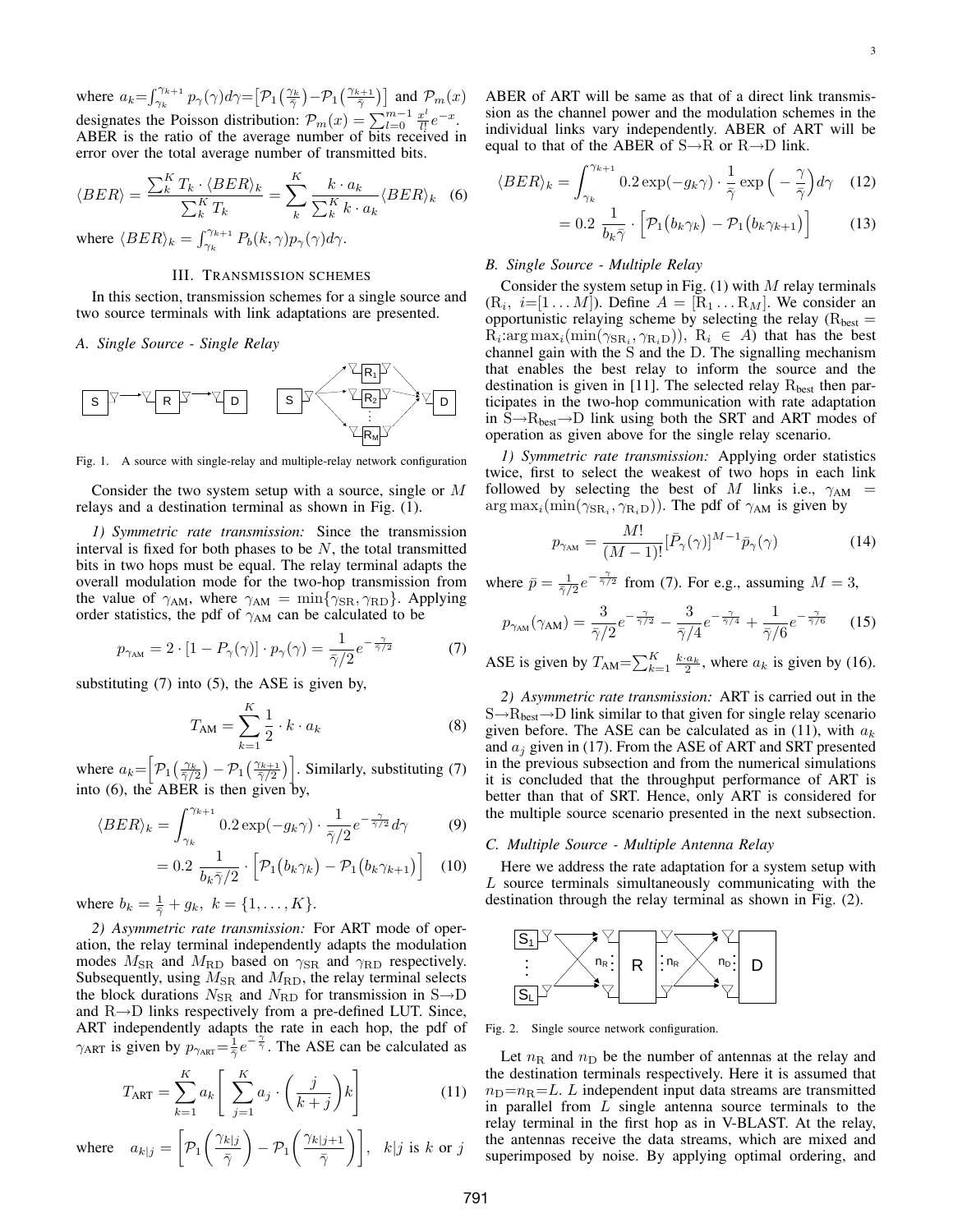where $a_k=\int_{\gamma_k}^{\gamma_{k+1}} p_\gamma(\gamma)d\gamma=\left[\mathcal{P}_1\left(\frac{\gamma_k}{\bar\gamma}\right)-\mathcal{P}_1\left(\frac{\gamma_{k+1}}{\bar\gamma}\right)\right]$ and $\mathcal{P}_m(x)$ designates the Poisson distribution: $\mathcal{P}_m(x)=\sum_{l=0}^{m-1}\frac{x^l}{l!}e^{-x}$. ABER is the ratio of the average number of bits received in error over the total average number of transmitted bits.

$$\langle BER\rangle = \frac{\sum_k^K T_k\cdot\langle BER\rangle_k}{\sum_k^K T_k} = \sum_k^K \frac{k\cdot a_k}{\sum_k^K k\cdot a_k}\langle BER\rangle_k \quad (6)$$

where $\langle BER\rangle_k=\int_{\gamma_k}^{\gamma_{k+1}} P_b(k,\gamma)p_\gamma(\gamma)d\gamma$.

## III. Transmission schemes

In this section, transmission schemes for a single source and two source terminals with link adaptations are presented.

### A. Single Source - Single Relay

Fig. 1. A source with single-relay and multiple-relay network configuration

Consider the two system setup with a source, single or $M$ relays and a destination terminal as shown in Fig. (1).

*1) Symmetric rate transmission:* Since the transmission interval is fixed for both phases to be $N$, the total transmitted bits in two hops must be equal. The relay terminal adapts the overall modulation mode for the two-hop transmission from the value of $\gamma_{\text{AM}}$, where $\gamma_{\text{AM}}=\min\{\gamma_{\text{SR}},\gamma_{\text{RD}}\}$. Applying order statistics, the pdf of $\gamma_{\text{AM}}$ can be calculated to be

$$p_{\gamma_{\text{AM}}}=2\cdot[1-P_\gamma(\gamma)]\cdot p_\gamma(\gamma)=\frac{1}{\bar\gamma/2}e^{-\frac{\gamma}{\bar\gamma/2}} \quad (7)$$

substituting (7) into (5), the ASE is given by,

$$T_{\text{AM}}=\sum_{k=1}^K \frac{1}{2}\cdot k\cdot a_k \quad (8)$$

where $a_k=\left[\mathcal{P}_1\left(\frac{\gamma_k}{\bar\gamma/2}\right)-\mathcal{P}_1\left(\frac{\gamma_{k+1}}{\bar\gamma/2}\right)\right]$. Similarly, substituting (7) into (6), the ABER is then given by,

$$\langle BER\rangle_k=\int_{\gamma_k}^{\gamma_{k+1}} 0.2\exp(-g_k\gamma)\cdot\frac{1}{\bar\gamma/2}e^{-\frac{\gamma}{\bar\gamma/2}}d\gamma \quad (9)$$

$$=0.2\,\frac{1}{b_k\bar\gamma/2}\cdot\left[\mathcal{P}_1\big(b_k\gamma_k\big)-\mathcal{P}_1\big(b_k\gamma_{k+1}\big)\right] \quad (10)$$

where $b_k=\frac{1}{\bar\gamma}+g_k,\ k=\{1,\ldots,K\}$.

*2) Asymmetric rate transmission:* For ART mode of operation, the relay terminal independently adapts the modulation modes $M_{\text{SR}}$ and $M_{\text{RD}}$ based on $\gamma_{\text{SR}}$ and $\gamma_{\text{RD}}$ respectively. Subsequently, using $M_{\text{SR}}$ and $M_{\text{RD}}$, the relay terminal selects the block durations $N_{\text{SR}}$ and $N_{\text{RD}}$ for transmission in S→D and R→D links respectively from a pre-defined LUT. Since, ART independently adapts the rate in each hop, the pdf of $\gamma_{\text{ART}}$ is given by $p_{\gamma_{\text{ART}}}=\frac{1}{\bar\gamma}e^{-\frac{\gamma}{\bar\gamma}}$. The ASE can be calculated as

$$T_{\text{ART}}=\sum_{k=1}^K a_k\left[\sum_{j=1}^K a_j\cdot\left(\frac{j}{k+j}\right)k\right] \quad (11)$$

where $\quad a_{k|j}=\left[\mathcal{P}_1\left(\frac{\gamma_{k|j}}{\bar\gamma}\right)-\mathcal{P}_1\left(\frac{\gamma_{k|j+1}}{\bar\gamma}\right)\right]$, $k|j$ is $k$ or $j$

ABER of ART will be same as that of a direct link transmission as the channel power and the modulation schemes in the individual links vary independently. ABER of ART will be equal to that of the ABER of S→R or R→D link.

$$\langle BER\rangle_k=\int_{\gamma_k}^{\gamma_{k+1}} 0.2\exp(-g_k\gamma)\cdot\frac{1}{\bar\gamma}\exp\Big(-\frac{\gamma}{\bar\gamma}\Big)d\gamma \quad (12)$$

$$=0.2\,\frac{1}{b_k\bar\gamma}\cdot\left[\mathcal{P}_1\big(b_k\gamma_k\big)-\mathcal{P}_1\big(b_k\gamma_{k+1}\big)\right] \quad (13)$$

### B. Single Source - Multiple Relay

Consider the system setup in Fig. (1) with $M$ relay terminals ($\text{R}_i,\ i=[1\ldots M]$). Define $A=[\text{R}_1\ldots\text{R}_M]$. We consider an opportunistic relaying scheme by selecting the relay ($\text{R}_{\text{best}}=\text{R}_i$:$\arg\max_i(\min(\gamma_{\text{SR}_i},\gamma_{\text{R}_i\text{D}}))$, $\text{R}_i\in A$) that has the best channel gain with the S and the D. The signalling mechanism that enables the best relay to inform the source and the destination is given in [11]. The selected relay $\text{R}_{\text{best}}$ then participates in the two-hop communication with rate adaptation in S→$\text{R}_{\text{best}}$→D link using both the SRT and ART modes of operation as given above for the single relay scenario.

*1) Symmetric rate transmission:* Applying order statistics twice, first to select the weakest of two hops in each link followed by selecting the best of $M$ links i.e., $\gamma_{\text{AM}}=\arg\max_i(\min(\gamma_{\text{SR}_i},\gamma_{\text{R}_i\text{D}}))$. The pdf of $\gamma_{\text{AM}}$ is given by

$$p_{\gamma_{\text{AM}}}=\frac{M!}{(M-1)!}[\bar P_\gamma(\gamma)]^{M-1}\bar p_\gamma(\gamma) \quad (14)$$

where $\bar p=\frac{1}{\bar\gamma/2}e^{-\frac{\gamma}{\bar\gamma/2}}$ from (7). For e.g., assuming $M=3$,

$$p_{\gamma_{\text{AM}}}(\gamma_{\text{AM}})=\frac{3}{\bar\gamma/2}e^{-\frac{\gamma}{\bar\gamma/2}}-\frac{3}{\bar\gamma/4}e^{-\frac{\gamma}{\bar\gamma/4}}+\frac{1}{\bar\gamma/6}e^{-\frac{\gamma}{\bar\gamma/6}} \quad (15)$$

ASE is given by $T_{\text{AM}}=\sum_{k=1}^K\frac{k\cdot a_k}{2}$, where $a_k$ is given by (16).

*2) Asymmetric rate transmission:* ART is carried out in the S→$\text{R}_{\text{best}}$→D link similar to that given for single relay scenario given before. The ASE can be calculated as in (11), with $a_k$ and $a_j$ given in (17). From the ASE of ART and SRT presented in the previous subsection and from the numerical simulations it is concluded that the throughput performance of ART is better than that of SRT. Hence, only ART is considered for the multiple source scenario presented in the next subsection.

### C. Multiple Source - Multiple Antenna Relay

Here we address the rate adaptation for a system setup with $L$ source terminals simultaneously communicating with the destination through the relay terminal as shown in Fig. (2).

Fig. 2. Single source network configuration.

Let $n_{\text{R}}$ and $n_{\text{D}}$ be the number of antennas at the relay and the destination terminals respectively. Here it is assumed that $n_{\text{D}}=n_{\text{R}}=L$. $L$ independent input data streams are transmitted in parallel from $L$ single antenna source terminals to the relay terminal in the first hop as in V-BLAST. At the relay, the antennas receive the data streams, which are mixed and superimposed by noise. By applying optimal ordering, and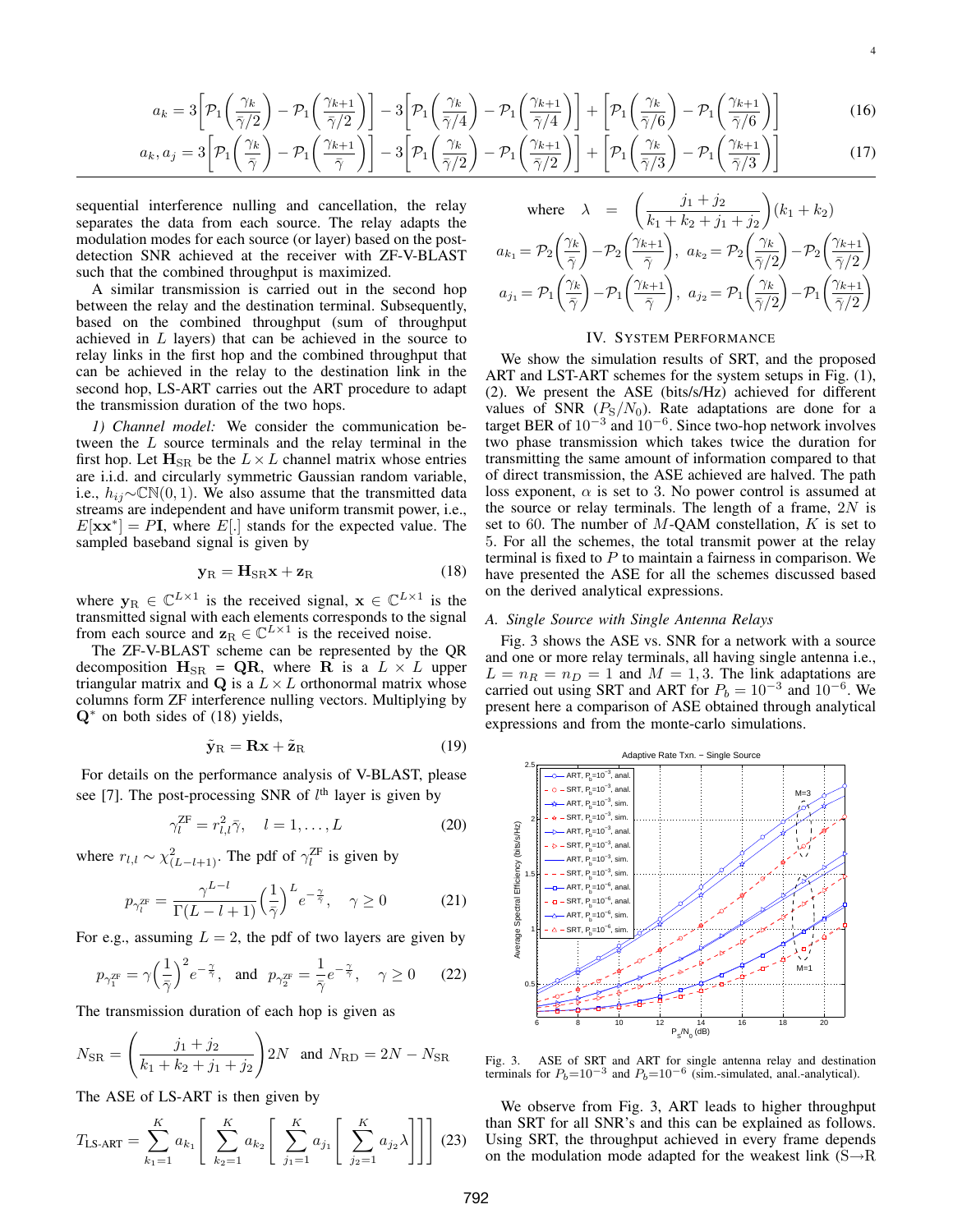$$a_k = 3\left[\mathcal{P}_1\left(\frac{\gamma_k}{\bar{\gamma}/2}\right) - \mathcal{P}_1\left(\frac{\gamma_{k+1}}{\bar{\gamma}/2}\right)\right] - 3\left[\mathcal{P}_1\left(\frac{\gamma_k}{\bar{\gamma}/4}\right) - \mathcal{P}_1\left(\frac{\gamma_{k+1}}{\bar{\gamma}/4}\right)\right] + \left[\mathcal{P}_1\left(\frac{\gamma_k}{\bar{\gamma}/6}\right) - \mathcal{P}_1\left(\frac{\gamma_{k+1}}{\bar{\gamma}/6}\right)\right] \tag{16}$$

$$a_k, a_j = 3\left[\mathcal{P}_1\left(\frac{\gamma_k}{\bar{\gamma}}\right) - \mathcal{P}_1\left(\frac{\gamma_{k+1}}{\bar{\gamma}}\right)\right] - 3\left[\mathcal{P}_1\left(\frac{\gamma_k}{\bar{\gamma}/2}\right) - \mathcal{P}_1\left(\frac{\gamma_{k+1}}{\bar{\gamma}/2}\right)\right] + \left[\mathcal{P}_1\left(\frac{\gamma_k}{\bar{\gamma}/3}\right) - \mathcal{P}_1\left(\frac{\gamma_{k+1}}{\bar{\gamma}/3}\right)\right] \tag{17}$$

sequential interference nulling and cancellation, the relay separates the data from each source. The relay adapts the modulation modes for each source (or layer) based on the post-detection SNR achieved at the receiver with ZF-V-BLAST such that the combined throughput is maximized.

A similar transmission is carried out in the second hop between the relay and the destination terminal. Subsequently, based on the combined throughput (sum of throughput achieved in $L$ layers) that can be achieved in the source to relay links in the first hop and the combined throughput that can be achieved in the relay to the destination link in the second hop, LS-ART carries out the ART procedure to adapt the transmission duration of the two hops.

*1) Channel model:* We consider the communication between the $L$ source terminals and the relay terminal in the first hop. Let $\mathbf{H}_{\text{SR}}$ be the $L \times L$ channel matrix whose entries are i.i.d. and circularly symmetric Gaussian random variable, i.e., $h_{ij} \sim \mathbb{CN}(0, 1)$. We also assume that the transmitted data streams are independent and have uniform transmit power, i.e., $E[\mathbf{x}\mathbf{x}^*] = P\mathbf{I}$, where $E[.]$ stands for the expected value. The sampled baseband signal is given by

$$\mathbf{y}_{\text{R}} = \mathbf{H}_{\text{SR}}\mathbf{x} + \mathbf{z}_{\text{R}} \tag{18}$$

where $\mathbf{y}_{\text{R}} \in \mathbb{C}^{L\times 1}$ is the received signal, $\mathbf{x} \in \mathbb{C}^{L\times 1}$ is the transmitted signal with each elements corresponds to the signal from each source and $\mathbf{z}_{\text{R}} \in \mathbb{C}^{L\times 1}$ is the received noise.

The ZF-V-BLAST scheme can be represented by the QR decomposition $\mathbf{H}_{\text{SR}} = \mathbf{QR}$, where $\mathbf{R}$ is a $L \times L$ upper triangular matrix and $\mathbf{Q}$ is a $L \times L$ orthonormal matrix whose columns form ZF interference nulling vectors. Multiplying by $\mathbf{Q}^*$ on both sides of (18) yields,

$$\tilde{\mathbf{y}}_{\text{R}} = \mathbf{R}\mathbf{x} + \tilde{\mathbf{z}}_{\text{R}} \tag{19}$$

For details on the performance analysis of V-BLAST, please see [7]. The post-processing SNR of $l^{\text{th}}$ layer is given by

$$\gamma_l^{\text{ZF}} = r_{l,l}^2\bar{\gamma}, \quad l = 1, \ldots, L \tag{20}$$

where $r_{l,l} \sim \chi^2_{(L-l+1)}$. The pdf of $\gamma_l^{\text{ZF}}$ is given by

$$p_{\gamma_l^{\text{ZF}}} = \frac{\gamma^{L-l}}{\Gamma(L-l+1)}\left(\frac{1}{\bar{\gamma}}\right)^L e^{-\frac{\gamma}{\bar{\gamma}}}, \quad \gamma \geq 0 \tag{21}$$

For e.g., assuming $L = 2$, the pdf of two layers are given by

$$p_{\gamma_1^{\text{ZF}}} = \gamma\left(\frac{1}{\bar{\gamma}}\right)^2 e^{-\frac{\gamma}{\bar{\gamma}}}, \;\text{ and }\; p_{\gamma_2^{\text{ZF}}} = \frac{1}{\bar{\gamma}}e^{-\frac{\gamma}{\bar{\gamma}}}, \quad \gamma \geq 0 \tag{22}$$

The transmission duration of each hop is given as

$$N_{\text{SR}} = \left(\frac{j_1 + j_2}{k_1 + k_2 + j_1 + j_2}\right)2N \;\text{ and }\; N_{\text{RD}} = 2N - N_{\text{SR}}$$

The ASE of LS-ART is then given by

$$T_{\text{LS-ART}} = \sum_{k_1=1}^{K} a_{k_1}\left[\sum_{k_2=1}^{K} a_{k_2}\left[\sum_{j_1=1}^{K} a_{j_1}\left[\sum_{j_2=1}^{K} a_{j_2}\lambda\right]\right]\right] \tag{23}$$

where $\lambda = \left(\dfrac{j_1 + j_2}{k_1 + k_2 + j_1 + j_2}\right)(k_1 + k_2)$

$$a_{k_1} = \mathcal{P}_2\left(\frac{\gamma_k}{\bar{\gamma}}\right) - \mathcal{P}_2\left(\frac{\gamma_{k+1}}{\bar{\gamma}}\right), \; a_{k_2} = \mathcal{P}_2\left(\frac{\gamma_k}{\bar{\gamma}/2}\right) - \mathcal{P}_2\left(\frac{\gamma_{k+1}}{\bar{\gamma}/2}\right)$$

$$a_{j_1} = \mathcal{P}_1\left(\frac{\gamma_k}{\bar{\gamma}}\right) - \mathcal{P}_1\left(\frac{\gamma_{k+1}}{\bar{\gamma}}\right), \; a_{j_2} = \mathcal{P}_1\left(\frac{\gamma_k}{\bar{\gamma}/2}\right) - \mathcal{P}_1\left(\frac{\gamma_{k+1}}{\bar{\gamma}/2}\right)$$

## IV. System Performance

We show the simulation results of SRT, and the proposed ART and LST-ART schemes for the system setups in Fig. (1), (2). We present the ASE (bits/s/Hz) achieved for different values of SNR ($P_{\text{S}}/N_0$). Rate adaptations are done for a target BER of $10^{-3}$ and $10^{-6}$. Since two-hop network involves two phase transmission which takes twice the duration for transmitting the same amount of information compared to that of direct transmission, the ASE achieved are halved. The path loss exponent, $\alpha$ is set to 3. No power control is assumed at the source or relay terminals. The length of a frame, $2N$ is set to 60. The number of $M$-QAM constellation, $K$ is set to 5. For all the schemes, the total transmit power at the relay terminal is fixed to $P$ to maintain a fairness in comparison. We have presented the ASE for all the schemes discussed based on the derived analytical expressions.

### *A. Single Source with Single Antenna Relays*

Fig. 3 shows the ASE vs. SNR for a network with a source and one or more relay terminals, all having single antenna i.e., $L = n_R = n_D = 1$ and $M = 1, 3$. The link adaptations are carried out using SRT and ART for $P_b = 10^{-3}$ and $10^{-6}$. We present here a comparison of ASE obtained through analytical expressions and from the monte-carlo simulations.

Fig. 3. ASE of SRT and ART for single antenna relay and destination terminals for $P_b$=$10^{-3}$ and $P_b$=$10^{-6}$ (sim.-simulated, anal.-analytical).

We observe from Fig. 3, ART leads to higher throughput than SRT for all SNR's and this can be explained as follows. Using SRT, the throughput achieved in every frame depends on the modulation mode adapted for the weakest link (S→R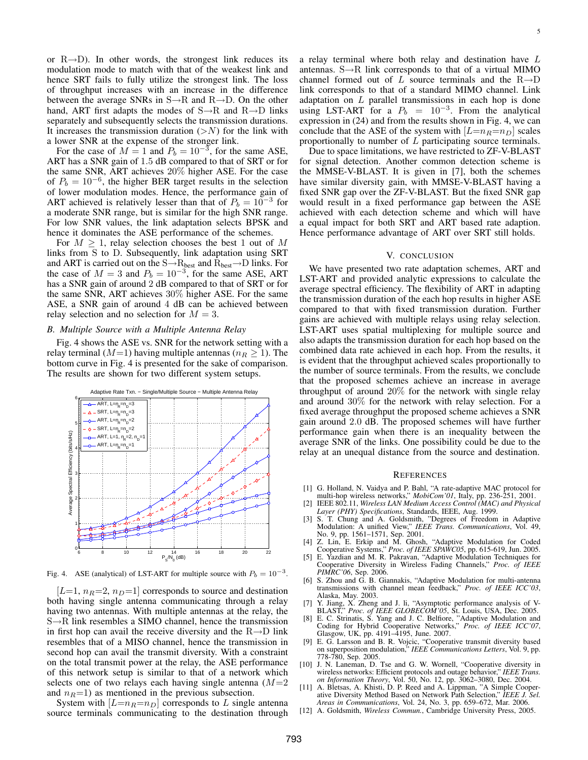or R→D). In other words, the strongest link reduces its modulation mode to match with that of the weakest link and hence SRT fails to fully utilize the strongest link. The loss of throughput increases with an increase in the difference between the average SNRs in S→R and R→D. On the other hand, ART first adapts the modes of S→R and R→D links separately and subsequently selects the transmission durations. It increases the transmission duration ($>N$) for the link with a lower SNR at the expense of the stronger link.

For the case of $M=1$ and $P_b = 10^{-3}$, for the same ASE, ART has a SNR gain of 1.5 dB compared to that of SRT or for the same SNR, ART achieves $20\%$ higher ASE. For the case of $P_b = 10^{-6}$, the higher BER target results in the selection of lower modulation modes. Hence, the performance gain of ART achieved is relatively lesser than that of $P_b = 10^{-3}$ for a moderate SNR range, but is similar for the high SNR range. For low SNR values, the link adaptation selects BPSK and hence it dominates the ASE performance of the schemes.

For $M \geq 1$, relay selection chooses the best 1 out of $M$ links from S to D. Subsequently, link adaptation using SRT and ART is carried out on the S→$\text{R}_{\text{best}}$ and $\text{R}_{\text{best}}$→D links. For the case of $M=3$ and $P_b = 10^{-3}$, for the same ASE, ART has a SNR gain of around 2 dB compared to that of SRT or for the same SNR, ART achieves $30\%$ higher ASE. For the same ASE, a SNR gain of around 4 dB can be achieved between relay selection and no selection for $M=3$.

### B. Multiple Source with a Multiple Antenna Relay

Fig. 4 shows the ASE vs. SNR for the network setting with a relay terminal ($M$=1) having multiple antennas ($n_R \geq 1$). The bottom curve in Fig. 4 is presented for the sake of comparison. The results are shown for two different system setups.

Adaptive Rate Txn. – Single/Multiple Source – Multiple Antenna Relay

ART, L=n_R=n_D=3
SRT, L=n_R=n_D=3
ART, L=n_R=n_D=2
SRT, L=n_R=n_D=2
ART, L=1, n_R=2, n_D=1
ART, L=n_R=n_D=1

Average Spectral Efficiency (bits/s/Hz)

0 1 2 3 4 5 6

6 8 10 12 14 16 18 20 22

P_S/N_0 (dB)

Fig. 4. ASE (analytical) of LST-ART for multiple source with $P_b = 10^{-3}$.

[$L$=1, $n_R$=2, $n_D$=1] corresponds to source and destination both having single antenna communicating through a relay having two antennas. With multiple antennas at the relay, the S→R link resembles a SIMO channel, hence the transmission in first hop can avail the receive diversity and the R→D link resembles that of a MISO channel, hence the transmission in second hop can avail the transmit diversity. With a constraint on the total transmit power at the relay, the ASE performance of this network setup is similar to that of a network which selects one of two relays each having single antenna ($M$=2 and $n_R$=1) as mentioned in the previous subsection.

System with [$L$=$n_R$=$n_D$] corresponds to $L$ single antenna source terminals communicating to the destination through a relay terminal where both relay and destination have $L$ antennas. S→R link corresponds to that of a virtual MIMO channel formed out of $L$ source terminals and the R→D link corresponds to that of a standard MIMO channel. Link adaptation on $L$ parallel transmissions in each hop is done using LST-ART for a $P_b = 10^{-3}$. From the analytical expression in (24) and from the results shown in Fig. 4, we can conclude that the ASE of the system with [$L$=$n_R$=$n_D$] scales proportionally to number of $L$ participating source terminals.

Due to space limitations, we have restricted to ZF-V-BLAST for signal detection. Another common detection scheme is the MMSE-V-BLAST. It is given in [7], both the schemes have similar diversity gain, with MMSE-V-BLAST having a fixed SNR gap over the ZF-V-BLAST. But the fixed SNR gap would result in a fixed performance gap between the ASE achieved with each detection scheme and which will have a equal impact for both SRT and ART based rate adaption. Hence performance advantage of ART over SRT still holds.

## V. Conclusion

We have presented two rate adaptation schemes, ART and LST-ART and provided analytic expressions to calculate the average spectral efficiency. The flexibility of ART in adapting the transmission duration of the each hop results in higher ASE compared to that with fixed transmission duration. Further gains are achieved with multiple relays using relay selection. LST-ART uses spatial multiplexing for multiple source and also adapts the transmission duration for each hop based on the combined data rate achieved in each hop. From the results, it is evident that the throughput achieved scales proportionally to the number of source terminals. From the results, we conclude that the proposed schemes achieve an increase in average throughput of around $20\%$ for the network with single relay and around $30\%$ for the network with relay selection. For a fixed average throughput the proposed scheme achieves a SNR gain around 2.0 dB. The proposed schemes will have further performance gain when there is an inequality between the average SNR of the links. One possibility could be due to the relay at an unequal distance from the source and destination.

## References

[1] G. Holland, N. Vaidya and P. Bahl, "A rate-adaptive MAC protocol for multi-hop wireless networks," *MobiCom'01*, Italy, pp. 236-251, 2001.

[2] IEEE 802.11, *Wireless LAN Medium Access Control (MAC) and Physical Layer (PHY) Specifications*, Standards, IEEE, Aug. 1999.

[3] S. T. Chung and A. Goldsmith, "Degrees of Freedom in Adaptive Modulation: A unified View," *IEEE Trans. Communications*, Vol. 49, No. 9, pp. 1561–1571, Sep. 2001.

[4] Z. Lin, E. Erkip and M. Ghosh, "Adaptive Modulation for Coded Cooperative Systems," *Proc. of IEEE SPAWC05*, pp. 615-619, Jun. 2005.

[5] E. Yazdian and M. R. Pakravan, "Adaptive Modulation Techniques for Cooperative Diversity in Wireless Fading Channels," *Proc. of IEEE PIMRC'06*, Sep. 2006.

[6] S. Zhou and G. B. Giannakis, "Adaptive Modulation for multi-antenna transmissions with channel mean feedback," *Proc. of IEEE ICC'03*, Alaska, May. 2003.

[7] Y. Jiang, X. Zheng and J. li, "Asymptotic performance analysis of V-BLAST," *Proc. of IEEE GLOBECOM'05*, St. Louis, USA, Dec. 2005.

[8] E. C. Strinatis, S. Yang and J. C. Belfiore, "Adaptive Modulation and Coding for Hybrid Cooperative Networks," *Proc. of IEEE ICC'07*, Glasgow, UK, pp. 4191–4195, June. 2007.

[9] E. G. Larsson and B. R. Vojcic, "Cooperative transmit diversity based on superposition modulation," *IEEE Communications Letters*, Vol. 9, pp. 778-780, Sep. 2005.

[10] J. N. Laneman, D. Tse and G. W. Wornell, "Cooperative diversity in wireless networks: Efficient protocols and outage behavior," *IEEE Trans. on Information Theory*, Vol. 50, No. 12, pp. 3062–3080, Dec. 2004.

[11] A. Bletsas, A. Khisti, D. P. Reed and A. Lippman, "A Simple Cooperative Diversity Method Based on Network Path Selection," *IEEE J. Sel. Areas in Communications*, Vol. 24, No. 3, pp. 659–672, Mar. 2006.

[12] A. Goldsmith, *Wireless Commun.*, Cambridge University Press, 2005.